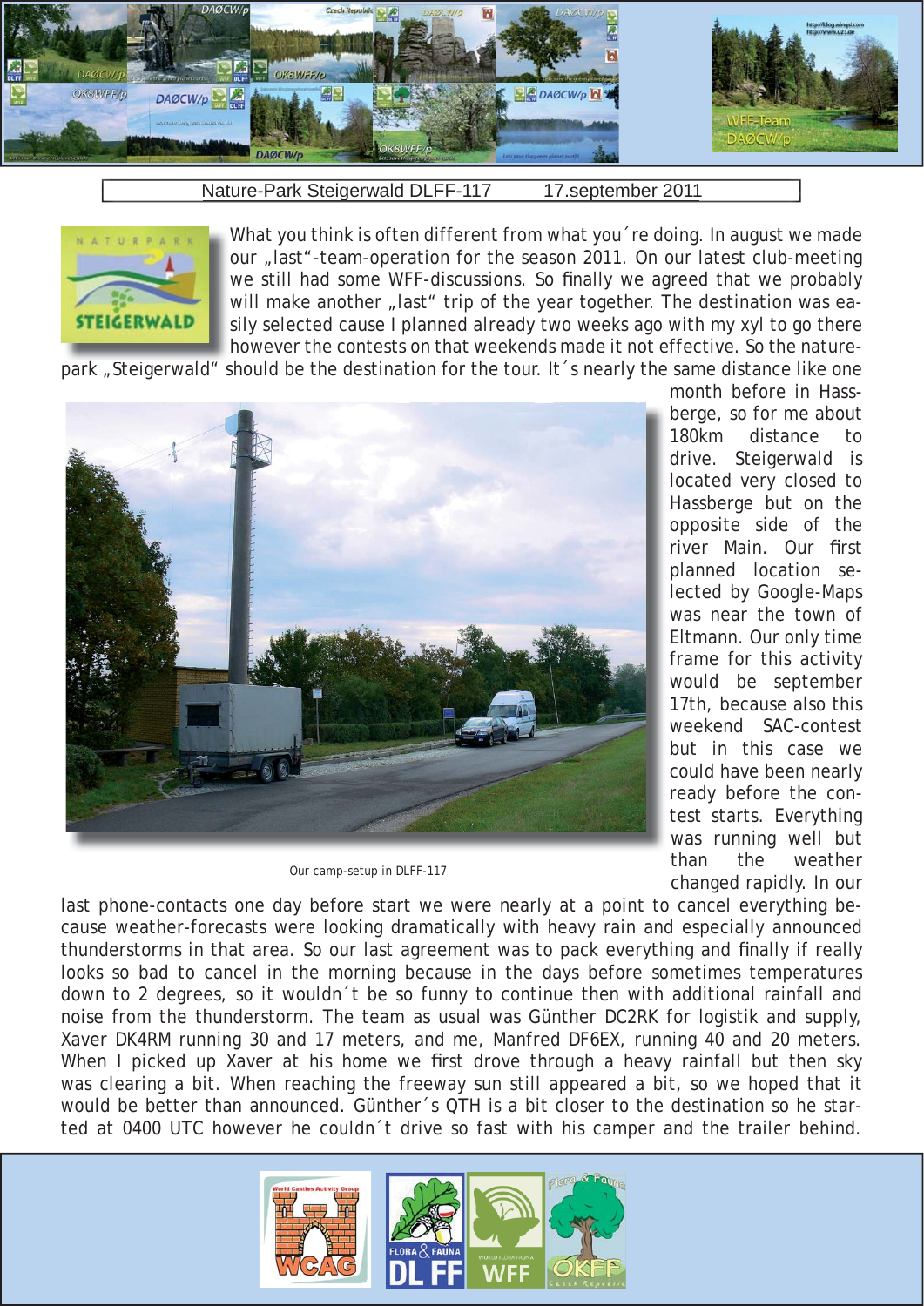Nature-Park Steigerwald DLFF-117 17.september 2011

What you think is often different from what you´re doing. In august we made our „last"-team-operation for the season 2011. On our latest club-meeting we still had some WFF-discussions. So finally we agreed that we probably will make another „last" trip of the year together. The destination was easily selected cause I planned already two weeks ago with my xyl to go there however the contests on that weekends made it not effective. So the nature-park „Steigerwald" should be the destination for the tour. It´s nearly the same distance like one month before in Hassberge, so for me about 180km distance to drive. Steigerwald is located very closed to Hassberge but on the opposite side of the river Main. Our first planned location selected by Google-Maps was near the town of Eltmann. Our only time frame for this activity would be september 17th, because also this weekend SAC-contest but in this case we could have been nearly ready before the contest starts. Everything was running well but than the weather changed rapidly. In our last phone-contacts one day before start we were nearly at a point to cancel everything because weather-forecasts were looking dramatically with heavy rain and especially announced thunderstorms in that area. So our last agreement was to pack everything and finally if really looks so bad to cancel in the morning because in the days before sometimes temperatures down to 2 degrees, so it wouldn´t be so funny to continue then with additional rainfall and noise from the thunderstorm. The team as usual was Günther DC2RK for logistik and supply, Xaver DK4RM running 30 and 17 meters, and me, Manfred DF6EX, running 40 and 20 meters. When I picked up Xaver at his home we first drove through a heavy rainfall but then sky was clearing a bit. When reaching the freeway sun still appeared a bit, so we hoped that it would be better than announced. Günther´s QTH is a bit closer to the destination so he started at 0400 UTC however he couldn´t drive so fast with his camper and the trailer behind.

Our camp-setup in DLFF-117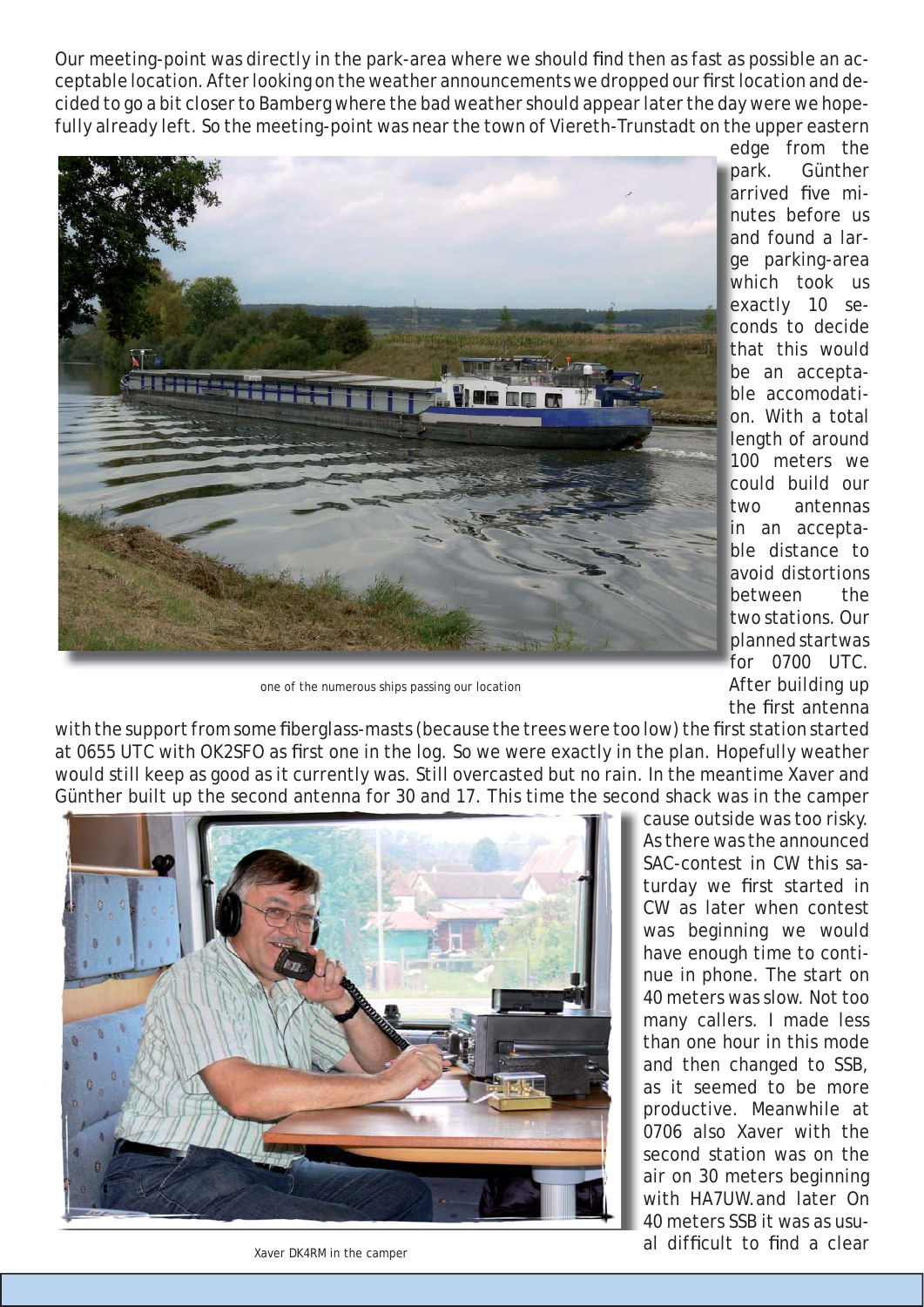Our meeting-point was directly in the park-area where we should find then as fast as possible an acceptable location. After looking on the weather announcements we dropped our first location and decided to go a bit closer to Bamberg where the bad weather should appear later the day were we hopefully already left. So the meeting-point was near the town of Viereth-Trunstadt on the upper eastern edge from the park. Günther arrived five minutes before us and found a large parking-area which took us exactly 10 seconds to decide that this would be an acceptable accomodation. With a total length of around 100 meters we could build our two antennas in an acceptable distance to avoid distortions between the two stations. Our planned startwas for 0700 UTC. After building up the first antenna with the support from some fiberglass-masts (because the trees were too low) the first station started at 0655 UTC with OK2SFO as first one in the log. So we were exactly in the plan. Hopefully weather would still keep as good as it currently was. Still overcasted but no rain. In the meantime Xaver and Günther built up the second antenna for 30 and 17. This time the second shack was in the camper cause outside was too risky. As there was the announced SAC-contest in CW this saturday we first started in CW as later when contest was beginning we would have enough time to continue in phone. The start on 40 meters was slow. Not too many callers. I made less than one hour in this mode and then changed to SSB, as it seemed to be more productive. Meanwhile at 0706 also Xaver with the second station was on the air on 30 meters beginning with HA7UW.and later On 40 meters SSB it was as usual difficult to find a clear

one of the numerous ships passing our location

Xaver DK4RM in the camper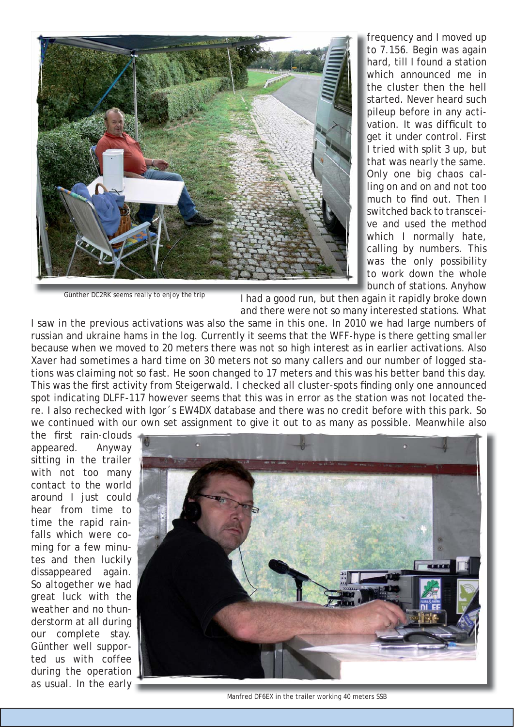frequency and I moved up to 7.156. Begin was again hard, till I found a station which announced me in the cluster then the hell started. Never heard such pileup before in any activation. It was difficult to get it under control. First I tried with split 3 up, but that was nearly the same. Only one big chaos calling on and on and not too much to find out. Then I switched back to transceive and used the method which I normally hate, calling by numbers. This was the only possibility to work down the whole bunch of stations. Anyhow I had a good run, but then again it rapidly broke down and there were not so many interested stations. What I saw in the previous activations was also the same in this one. In 2010 we had large numbers of russian and ukraine hams in the log. Currently it seems that the WFF-hype is there getting smaller because when we moved to 20 meters there was not so high interest as in earlier activations. Also Xaver had sometimes a hard time on 30 meters not so many callers and our number of logged stations was claiming not so fast. He soon changed to 17 meters and this was his better band this day. This was the first activity from Steigerwald. I checked all cluster-spots finding only one announced spot indicating DLFF-117 however seems that this was in error as the station was not located there. I also rechecked with Igor´s EW4DX database and there was no credit before with this park. So we continued with our own set assignment to give it out to as many as possible. Meanwhile also the first rain-clouds appeared. Anyway sitting in the trailer with not too many contact to the world around I just could hear from time to time the rapid rainfalls which were coming for a few minutes and then luckily dissappeared again. So altogether we had great luck with the weather and no thunderstorm at all during our complete stay. Günther well supported us with coffee during the operation as usual. In the early

Günther DC2RK seems really to enjoy the trip

Manfred DF6EX in the trailer working 40 meters SSB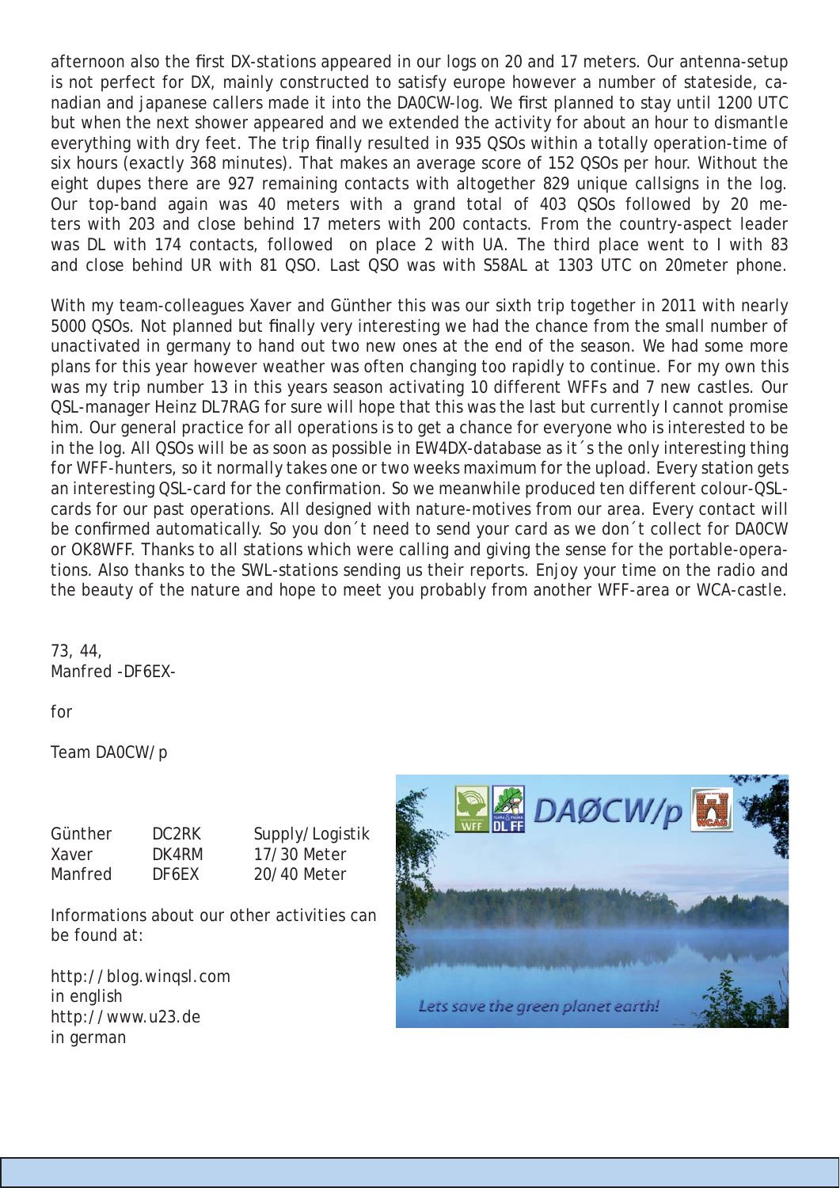afternoon also the first DX-stations appeared in our logs on 20 and 17 meters. Our antenna-setup is not perfect for DX, mainly constructed to satisfy europe however a number of stateside, canadian and japanese callers made it into the DA0CW-log. We first planned to stay until 1200 UTC but when the next shower appeared and we extended the activity for about an hour to dismantle everything with dry feet. The trip finally resulted in 935 QSOs within a totally operation-time of six hours (exactly 368 minutes). That makes an average score of 152 QSOs per hour. Without the eight dupes there are 927 remaining contacts with altogether 829 unique callsigns in the log. Our top-band again was 40 meters with a grand total of 403 QSOs followed by 20 meters with 203 and close behind 17 meters with 200 contacts. From the country-aspect leader was DL with 174 contacts, followed on place 2 with UA. The third place went to I with 83 and close behind UR with 81 QSO. Last QSO was with S58AL at 1303 UTC on 20meter phone.

With my team-colleagues Xaver and Günther this was our sixth trip together in 2011 with nearly 5000 QSOs. Not planned but finally very interesting we had the chance from the small number of unactivated in germany to hand out two new ones at the end of the season. We had some more plans for this year however weather was often changing too rapidly to continue. For my own this was my trip number 13 in this years season activating 10 different WFFs and 7 new castles. Our QSL-manager Heinz DL7RAG for sure will hope that this was the last but currently I cannot promise him. Our general practice for all operations is to get a chance for everyone who is interested to be in the log. All QSOs will be as soon as possible in EW4DX-database as it´s the only interesting thing for WFF-hunters, so it normally takes one or two weeks maximum for the upload. Every station gets an interesting QSL-card for the confirmation. So we meanwhile produced ten different colour-QSL-cards for our past operations. All designed with nature-motives from our area. Every contact will be confirmed automatically. So you don´t need to send your card as we don´t collect for DA0CW or OK8WFF. Thanks to all stations which were calling and giving the sense for the portable-operations. Also thanks to the SWL-stations sending us their reports. Enjoy your time on the radio and the beauty of the nature and hope to meet you probably from another WFF-area or WCA-castle.

73, 44,
Manfred -DF6EX-

for

Team DA0CW/p

| | | |
|---|---|---|
| Günther | DC2RK | Supply/Logistik |
| Xaver | DK4RM | 17/30 Meter |
| Manfred | DF6EX | 20/40 Meter |

Informations about our other activities can be found at:

http://blog.winqsl.com
in english
http://www.u23.de
in german

DAØCW/p

Lets save the green planet earth!